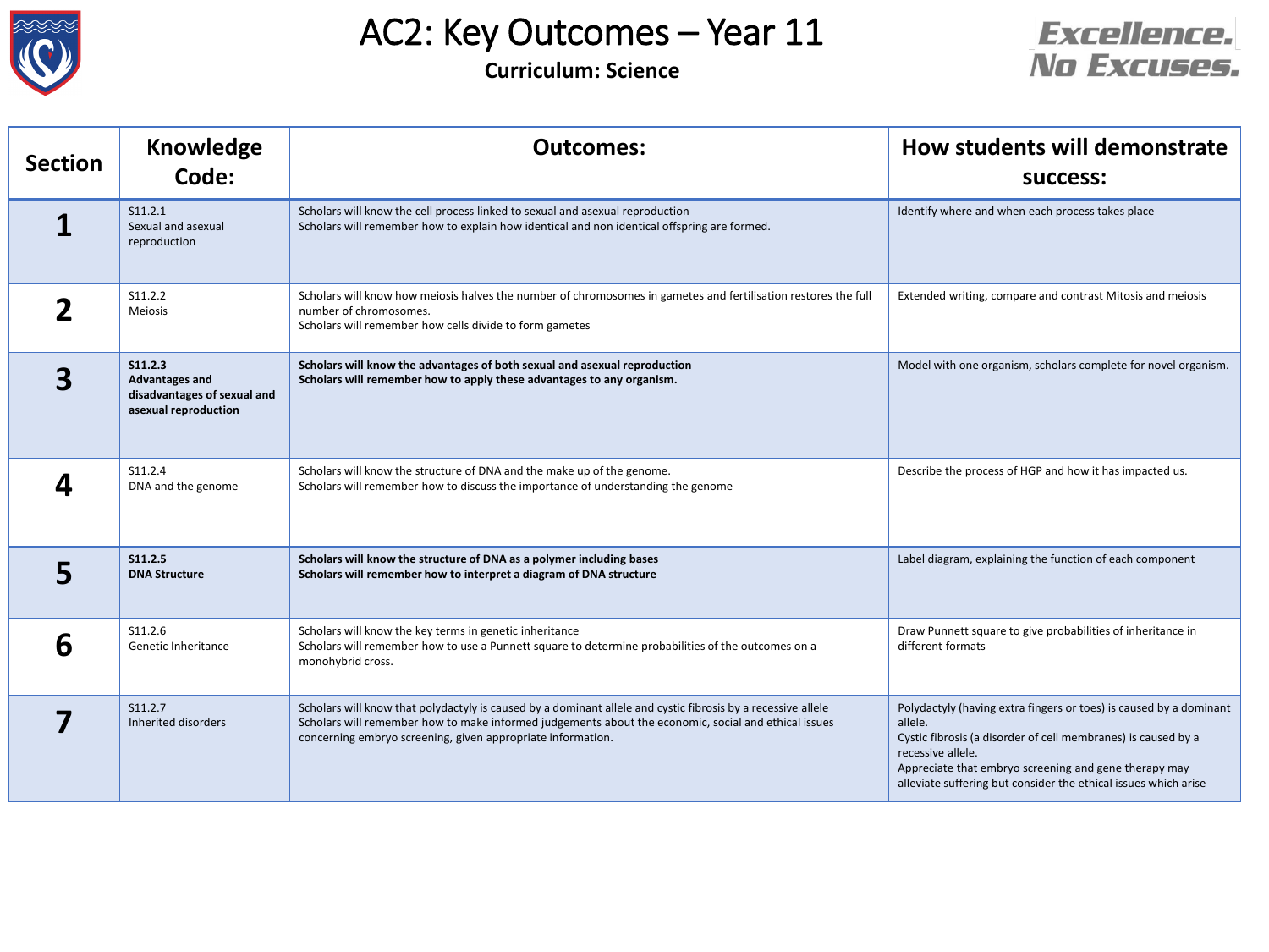# AC2: Key Outcomes – Year 11

**Curriculum: Science**

Excellence. No Excuses.

| Section | Knowledge Code: | Outcomes: | How students will demonstrate success: |
|---|---|---|---|
| **1** | S11.2.1<br>Sexual and asexual reproduction | Scholars will know the cell process linked to sexual and asexual reproduction<br>Scholars will remember how to explain how identical and non identical offspring are formed. | Identify where and when each process takes place |
| **2** | S11.2.2<br>Meiosis | Scholars will know how meiosis halves the number of chromosomes in gametes and fertilisation restores the full number of chromosomes.<br>Scholars will remember how cells divide to form gametes | Extended writing, compare and contrast Mitosis and meiosis |
| **3** | **S11.2.3<br>Advantages and disadvantages of sexual and asexual reproduction** | **Scholars will know the advantages of both sexual and asexual reproduction<br>Scholars will remember how to apply these advantages to any organism.** | Model with one organism, scholars complete for novel organism. |
| **4** | S11.2.4<br>DNA and the genome | Scholars will know the structure of DNA and the make up of the genome.<br>Scholars will remember how to discuss the importance of understanding the genome | Describe the process of HGP and how it has impacted us. |
| **5** | **S11.2.5<br>DNA Structure** | **Scholars will know the structure of DNA as a polymer including bases<br>Scholars will remember how to interpret a diagram of DNA structure** | Label diagram, explaining the function of each component |
| **6** | S11.2.6<br>Genetic Inheritance | Scholars will know the key terms in genetic inheritance<br>Scholars will remember how to use a Punnett square to determine probabilities of the outcomes on a monohybrid cross. | Draw Punnett square to give probabilities of inheritance in different formats |
| **7** | S11.2.7<br>Inherited disorders | Scholars will know that polydactyly is caused by a dominant allele and cystic fibrosis by a recessive allele<br>Scholars will remember how to make informed judgements about the economic, social and ethical issues concerning embryo screening, given appropriate information. | Polydactyly (having extra fingers or toes) is caused by a dominant allele.<br>Cystic fibrosis (a disorder of cell membranes) is caused by a recessive allele.<br>Appreciate that embryo screening and gene therapy may alleviate suffering but consider the ethical issues which arise |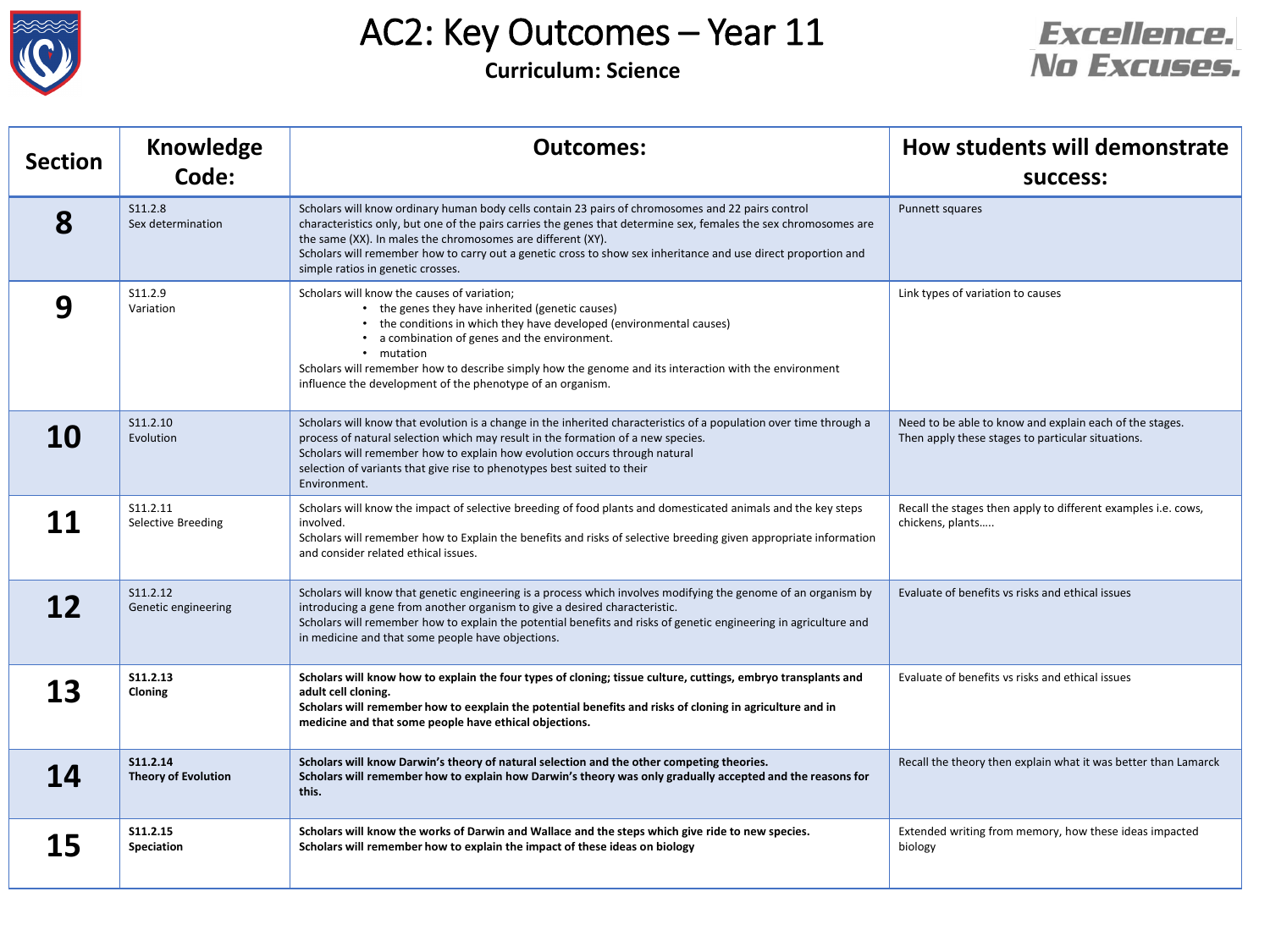# AC2: Key Outcomes – Year 11

**Curriculum: Science**

Excellence. No Excuses.

| Section | Knowledge Code: | Outcomes: | How students will demonstrate success: |
|---|---|---|---|
| **8** | S11.2.8 Sex determination | Scholars will know ordinary human body cells contain 23 pairs of chromosomes and 22 pairs control characteristics only, but one of the pairs carries the genes that determine sex, females the sex chromosomes are the same (XX). In males the chromosomes are different (XY). Scholars will remember how to carry out a genetic cross to show sex inheritance and use direct proportion and simple ratios in genetic crosses. | Punnett squares |
| **9** | S11.2.9 Variation | Scholars will know the causes of variation; • the genes they have inherited (genetic causes) • the conditions in which they have developed (environmental causes) • a combination of genes and the environment. • mutation Scholars will remember how to describe simply how the genome and its interaction with the environment influence the development of the phenotype of an organism. | Link types of variation to causes |
| **10** | S11.2.10 Evolution | Scholars will know that evolution is a change in the inherited characteristics of a population over time through a process of natural selection which may result in the formation of a new species. Scholars will remember how to explain how evolution occurs through natural selection of variants that give rise to phenotypes best suited to their Environment. | Need to be able to know and explain each of the stages. Then apply these stages to particular situations. |
| **11** | S11.2.11 Selective Breeding | Scholars will know the impact of selective breeding of food plants and domesticated animals and the key steps involved. Scholars will remember how to Explain the benefits and risks of selective breeding given appropriate information and consider related ethical issues. | Recall the stages then apply to different examples i.e. cows, chickens, plants….. |
| **12** | S11.2.12 Genetic engineering | Scholars will know that genetic engineering is a process which involves modifying the genome of an organism by introducing a gene from another organism to give a desired characteristic. Scholars will remember how to explain the potential benefits and risks of genetic engineering in agriculture and in medicine and that some people have objections. | Evaluate of benefits vs risks and ethical issues |
| **13** | **S11.2.13 Cloning** | **Scholars will know how to explain the four types of cloning; tissue culture, cuttings, embryo transplants and adult cell cloning. Scholars will remember how to eexplain the potential benefits and risks of cloning in agriculture and in medicine and that some people have ethical objections.** | Evaluate of benefits vs risks and ethical issues |
| **14** | **S11.2.14 Theory of Evolution** | **Scholars will know Darwin's theory of natural selection and the other competing theories. Scholars will remember how to explain how Darwin's theory was only gradually accepted and the reasons for this.** | Recall the theory then explain what it was better than Lamarck |
| **15** | **S11.2.15 Speciation** | **Scholars will know the works of Darwin and Wallace and the steps which give ride to new species. Scholars will remember how to explain the impact of these ideas on biology** | Extended writing from memory, how these ideas impacted biology |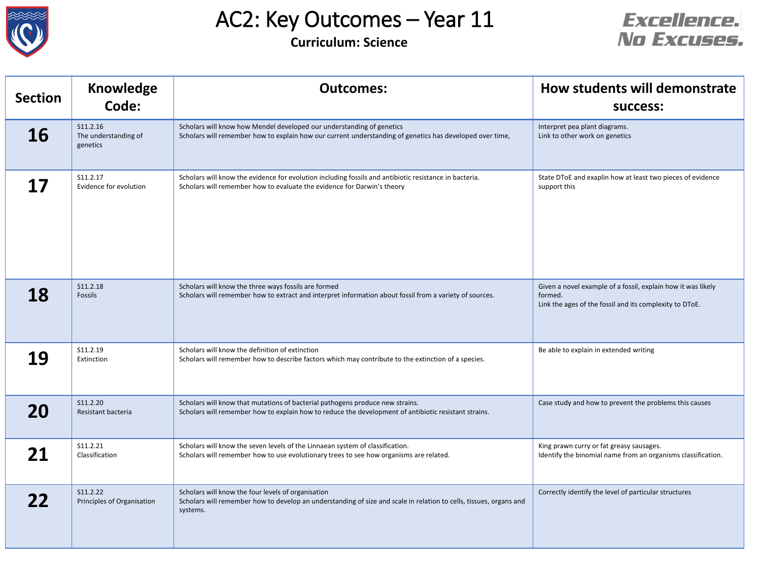# AC2: Key Outcomes – Year 11

**Curriculum: Science**

Excellence. No Excuses.

| Section | Knowledge Code: | Outcomes: | How students will demonstrate success: |
|---|---|---|---|
| **16** | S11.2.16<br>The understanding of genetics | Scholars will know how Mendel developed our understanding of genetics<br>Scholars will remember how to explain how our current understanding of genetics has developed over time, | Interpret pea plant diagrams.<br>Link to other work on genetics |
| **17** | S11.2.17<br>Evidence for evolution | Scholars will know the evidence for evolution including fossils and antibiotic resistance in bacteria.<br>Scholars will remember how to evaluate the evidence for Darwin's theory | State DToE and exaplin how at least two pieces of evidence support this |
| **18** | S11.2.18<br>Fossils | Scholars will know the three ways fossils are formed<br>Scholars will remember how to extract and interpret information about fossil from a variety of sources. | Given a novel example of a fossil, explain how it was likely formed.<br>Link the ages of the fossil and its complexity to DToE. |
| **19** | S11.2.19<br>Extinction | Scholars will know the definition of extinction<br>Scholars will remember how to describe factors which may contribute to the extinction of a species. | Be able to explain in extended writing |
| **20** | S11.2.20<br>Resistant bacteria | Scholars will know that mutations of bacterial pathogens produce new strains.<br>Scholars will remember how to explain how to reduce the development of antibiotic resistant strains. | Case study and how to prevent the problems this causes |
| **21** | S11.2.21<br>Classification | Scholars will know the seven levels of the Linnaean system of classification.<br>Scholars will remember how to use evolutionary trees to see how organisms are related. | King prawn curry or fat greasy sausages.<br>Identify the binomial name from an organisms classification. |
| **22** | S11.2.22<br>Principles of Organisation | Scholars will know the four levels of organisation<br>Scholars will remember how to develop an understanding of size and scale in relation to cells, tissues, organs and systems. | Correctly identify the level of particular structures |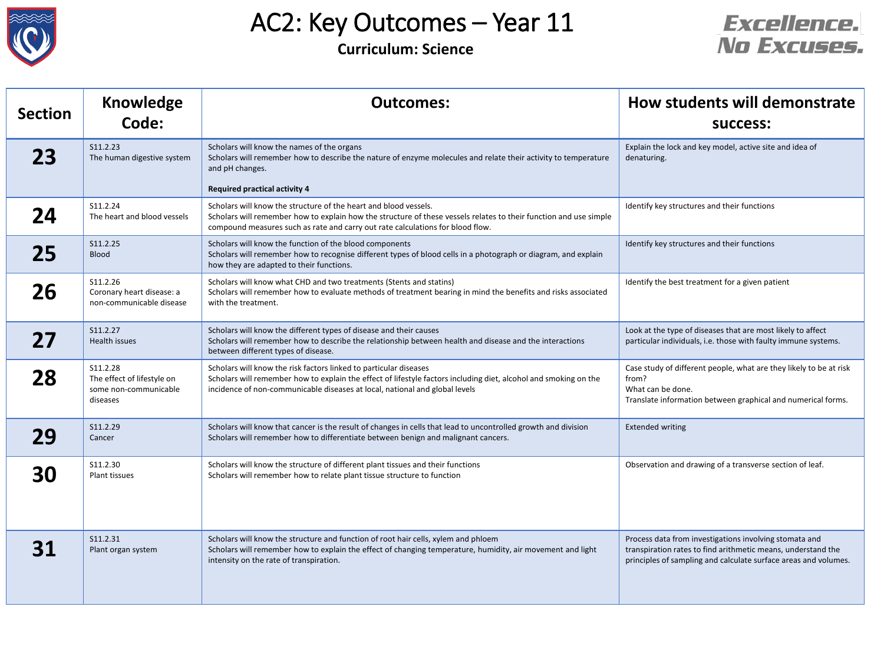# AC2: Key Outcomes – Year 11

**Curriculum: Science**

Excellence. No Excuses.

| Section | Knowledge Code: | Outcomes: | How students will demonstrate success: |
|---|---|---|---|
| **23** | S11.2.23<br>The human digestive system | Scholars will know the names of the organs<br>Scholars will remember how to describe the nature of enzyme molecules and relate their activity to temperature and pH changes.<br><br>**Required practical activity 4** | Explain the lock and key model, active site and idea of denaturing. |
| **24** | S11.2.24<br>The heart and blood vessels | Scholars will know the structure of the heart and blood vessels.<br>Scholars will remember how to explain how the structure of these vessels relates to their function and use simple compound measures such as rate and carry out rate calculations for blood flow. | Identify key structures and their functions |
| **25** | S11.2.25<br>Blood | Scholars will know the function of the blood components<br>Scholars will remember how to recognise different types of blood cells in a photograph or diagram, and explain how they are adapted to their functions. | Identify key structures and their functions |
| **26** | S11.2.26<br>Coronary heart disease: a non-communicable disease | Scholars will know what CHD and two treatments (Stents and statins)<br>Scholars will remember how to evaluate methods of treatment bearing in mind the benefits and risks associated with the treatment. | Identify the best treatment for a given patient |
| **27** | S11.2.27<br>Health issues | Scholars will know the different types of disease and their causes<br>Scholars will remember how to describe the relationship between health and disease and the interactions between different types of disease. | Look at the type of diseases that are most likely to affect particular individuals, i.e. those with faulty immune systems. |
| **28** | S11.2.28<br>The effect of lifestyle on some non-communicable diseases | Scholars will know the risk factors linked to particular diseases<br>Scholars will remember how to explain the effect of lifestyle factors including diet, alcohol and smoking on the incidence of non-communicable diseases at local, national and global levels | Case study of different people, what are they likely to be at risk from?<br>What can be done.<br>Translate information between graphical and numerical forms. |
| **29** | S11.2.29<br>Cancer | Scholars will know that cancer is the result of changes in cells that lead to uncontrolled growth and division<br>Scholars will remember how to differentiate between benign and malignant cancers. | Extended writing |
| **30** | S11.2.30<br>Plant tissues | Scholars will know the structure of different plant tissues and their functions<br>Scholars will remember how to relate plant tissue structure to function | Observation and drawing of a transverse section of leaf. |
| **31** | S11.2.31<br>Plant organ system | Scholars will know the structure and function of root hair cells, xylem and phloem<br>Scholars will remember how to explain the effect of changing temperature, humidity, air movement and light intensity on the rate of transpiration. | Process data from investigations involving stomata and transpiration rates to find arithmetic means, understand the principles of sampling and calculate surface areas and volumes. |